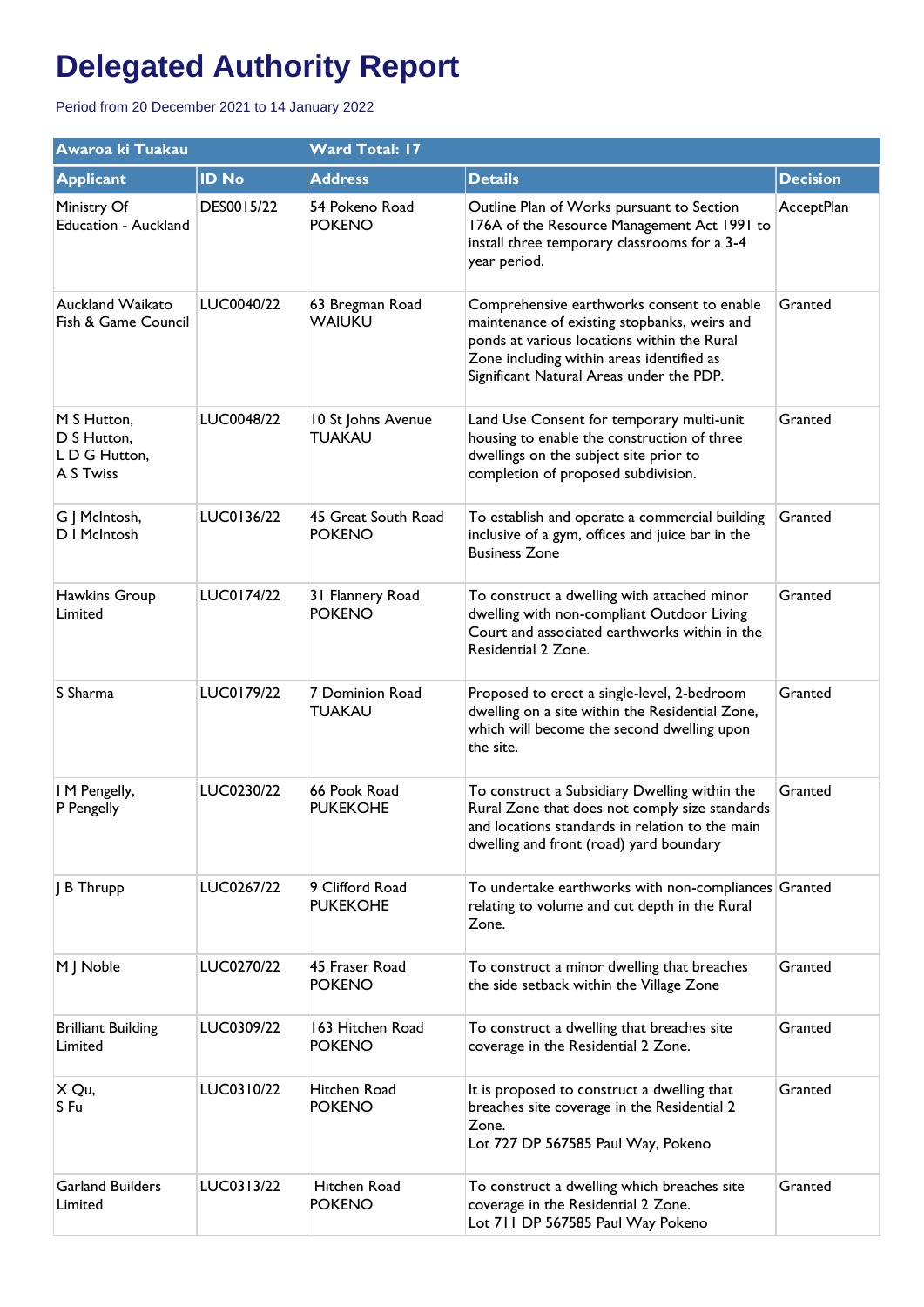# Delegated Authority Report

Period from 20 December 2021 to 14 January 2022

| Awaroa ki Tuakau | | Ward Total: 17 | | |
|---|---|---|---|---|
| **Applicant** | **ID No** | **Address** | **Details** | **Decision** |
| Ministry Of Education - Auckland | DES0015/22 | 54 Pokeno Road POKENO | Outline Plan of Works pursuant to Section 176A of the Resource Management Act 1991 to install three temporary classrooms for a 3-4 year period. | AcceptPlan |
| Auckland Waikato Fish & Game Council | LUC0040/22 | 63 Bregman Road WAIUKU | Comprehensive earthworks consent to enable maintenance of existing stopbanks, weirs and ponds at various locations within the Rural Zone including within areas identified as Significant Natural Areas under the PDP. | Granted |
| M S Hutton, D S Hutton, L D G Hutton, A S Twiss | LUC0048/22 | 10 St Johns Avenue TUAKAU | Land Use Consent for temporary multi-unit housing to enable the construction of three dwellings on the subject site prior to completion of proposed subdivision. | Granted |
| G J McIntosh, D I McIntosh | LUC0136/22 | 45 Great South Road POKENO | To establish and operate a commercial building inclusive of a gym, offices and juice bar in the Business Zone | Granted |
| Hawkins Group Limited | LUC0174/22 | 31 Flannery Road POKENO | To construct a dwelling with attached minor dwelling with non-compliant Outdoor Living Court and associated earthworks within in the Residential 2 Zone. | Granted |
| S Sharma | LUC0179/22 | 7 Dominion Road TUAKAU | Proposed to erect a single-level, 2-bedroom dwelling on a site within the Residential Zone, which will become the second dwelling upon the site. | Granted |
| I M Pengelly, P Pengelly | LUC0230/22 | 66 Pook Road PUKEKOHE | To construct a Subsidiary Dwelling within the Rural Zone that does not comply size standards and locations standards in relation to the main dwelling and front (road) yard boundary | Granted |
| J B Thrupp | LUC0267/22 | 9 Clifford Road PUKEKOHE | To undertake earthworks with non-compliances relating to volume and cut depth in the Rural Zone. | Granted |
| M J Noble | LUC0270/22 | 45 Fraser Road POKENO | To construct a minor dwelling that breaches the side setback within the Village Zone | Granted |
| Brilliant Building Limited | LUC0309/22 | 163 Hitchen Road POKENO | To construct a dwelling that breaches site coverage in the Residential 2 Zone. | Granted |
| X Qu, S Fu | LUC0310/22 | Hitchen Road POKENO | It is proposed to construct a dwelling that breaches site coverage in the Residential 2 Zone. Lot 727 DP 567585 Paul Way, Pokeno | Granted |
| Garland Builders Limited | LUC0313/22 | Hitchen Road POKENO | To construct a dwelling which breaches site coverage in the Residential 2 Zone. Lot 711 DP 567585 Paul Way Pokeno | Granted |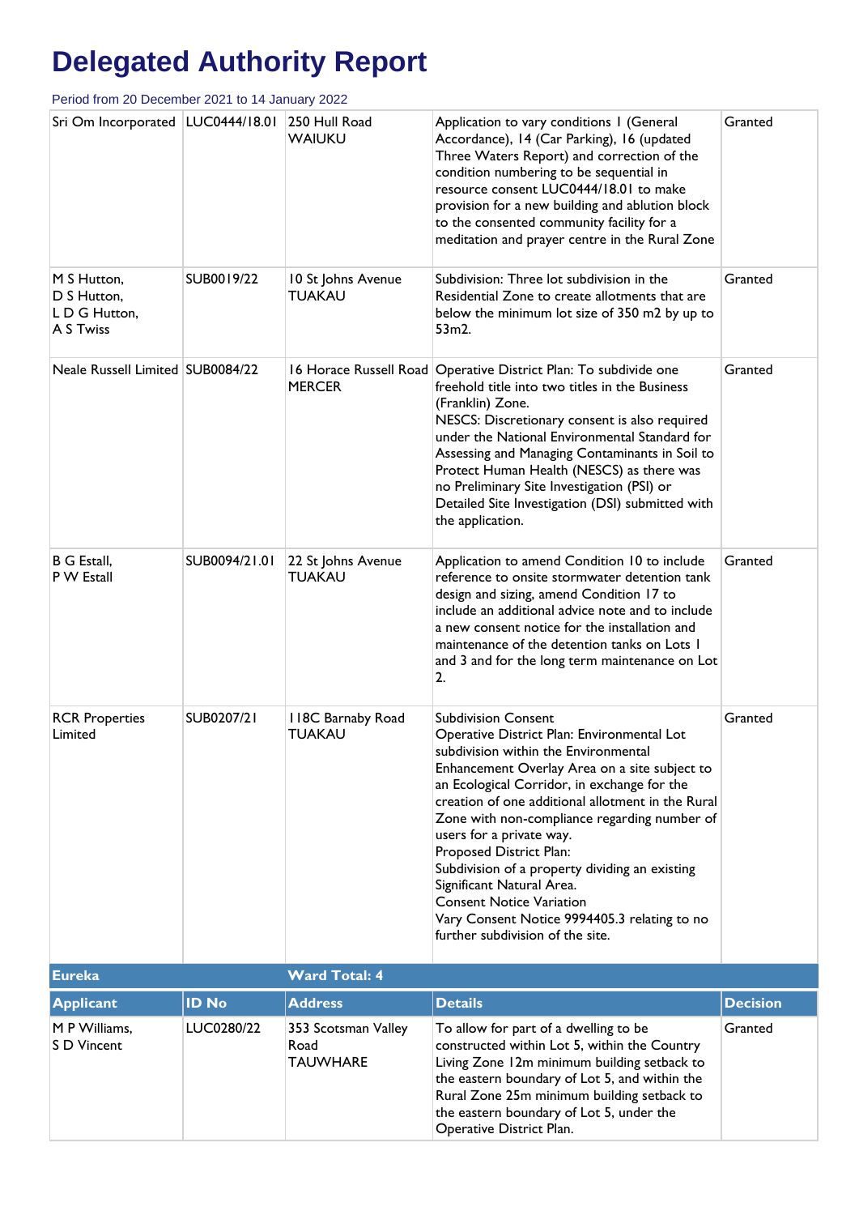# Delegated Authority Report

Period from 20 December 2021 to 14 January 2022

| | | | | |
|---|---|---|---|---|
| Sri Om Incorporated | LUC0444/18.01 | 250 Hull Road WAIUKU | Application to vary conditions 1 (General Accordance), 14 (Car Parking), 16 (updated Three Waters Report) and correction of the condition numbering to be sequential in resource consent LUC0444/18.01 to make provision for a new building and ablution block to the consented community facility for a meditation and prayer centre in the Rural Zone | Granted |
| M S Hutton, D S Hutton, L D G Hutton, A S Twiss | SUB0019/22 | 10 St Johns Avenue TUAKAU | Subdivision: Three lot subdivision in the Residential Zone to create allotments that are below the minimum lot size of 350 m2 by up to 53m2. | Granted |
| Neale Russell Limited | SUB0084/22 | 16 Horace Russell Road MERCER | Operative District Plan: To subdivide one freehold title into two titles in the Business (Franklin) Zone.<br>NESCS: Discretionary consent is also required under the National Environmental Standard for Assessing and Managing Contaminants in Soil to Protect Human Health (NESCS) as there was no Preliminary Site Investigation (PSI) or Detailed Site Investigation (DSI) submitted with the application. | Granted |
| B G Estall, P W Estall | SUB0094/21.01 | 22 St Johns Avenue TUAKAU | Application to amend Condition 10 to include reference to onsite stormwater detention tank design and sizing, amend Condition 17 to include an additional advice note and to include a new consent notice for the installation and maintenance of the detention tanks on Lots 1 and 3 and for the long term maintenance on Lot 2. | Granted |
| RCR Properties Limited | SUB0207/21 | 118C Barnaby Road TUAKAU | Subdivision Consent<br>Operative District Plan: Environmental Lot subdivision within the Environmental Enhancement Overlay Area on a site subject to an Ecological Corridor, in exchange for the creation of one additional allotment in the Rural Zone with non-compliance regarding number of users for a private way.<br>Proposed District Plan:<br>Subdivision of a property dividing an existing Significant Natural Area.<br>Consent Notice Variation<br>Vary Consent Notice 9994405.3 relating to no further subdivision of the site. | Granted |

**Eureka** — **Ward Total: 4**

| Applicant | ID No | Address | Details | Decision |
|---|---|---|---|---|
| M P Williams, S D Vincent | LUC0280/22 | 353 Scotsman Valley Road TAUWHARE | To allow for part of a dwelling to be constructed within Lot 5, within the Country Living Zone 12m minimum building setback to the eastern boundary of Lot 5, and within the Rural Zone 25m minimum building setback to the eastern boundary of Lot 5, under the Operative District Plan. | Granted |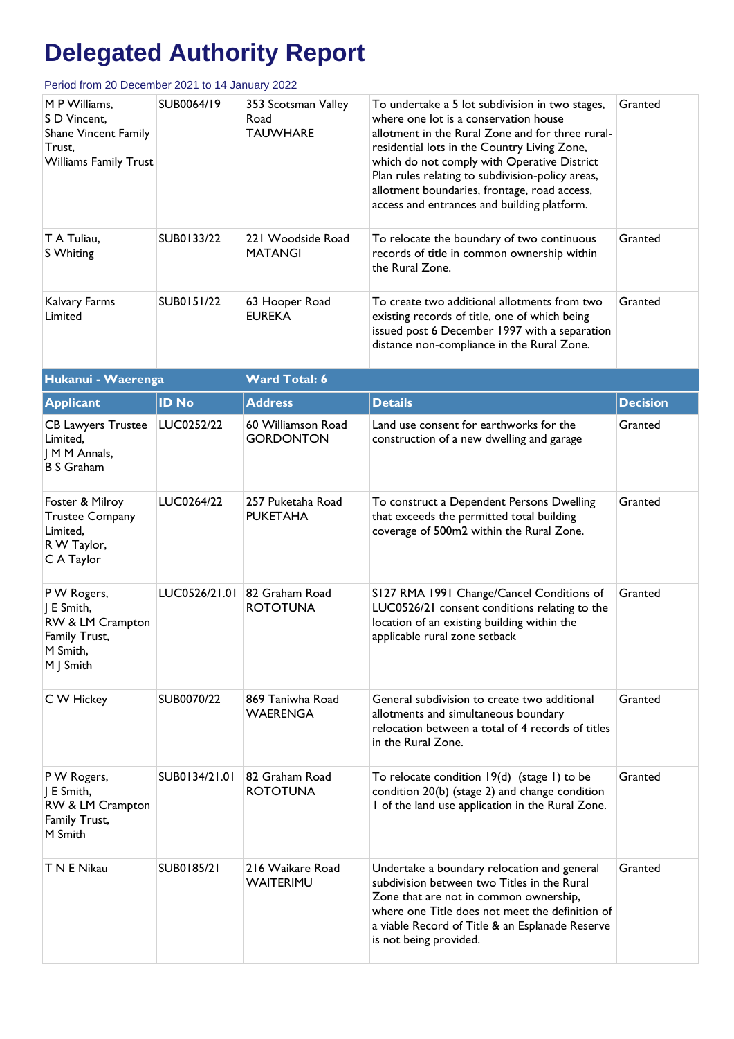# Delegated Authority Report

Period from 20 December 2021 to 14 January 2022

| | | | | |
|---|---|---|---|---|
| M P Williams, S D Vincent, Shane Vincent Family Trust, Williams Family Trust | SUB0064/19 | 353 Scotsman Valley Road TAUWHARE | To undertake a 5 lot subdivision in two stages, where one lot is a conservation house allotment in the Rural Zone and for three rural-residential lots in the Country Living Zone, which do not comply with Operative District Plan rules relating to subdivision-policy areas, allotment boundaries, frontage, road access, access and entrances and building platform. | Granted |
| T A Tuliau, S Whiting | SUB0133/22 | 221 Woodside Road MATANGI | To relocate the boundary of two continuous records of title in common ownership within the Rural Zone. | Granted |
| Kalvary Farms Limited | SUB0151/22 | 63 Hooper Road EUREKA | To create two additional allotments from two existing records of title, one of which being issued post 6 December 1997 with a separation distance non-compliance in the Rural Zone. | Granted |

**Hukanui - Waerenga** — **Ward Total: 6**

| Applicant | ID No | Address | Details | Decision |
|---|---|---|---|---|
| CB Lawyers Trustee Limited, J M M Annals, B S Graham | LUC0252/22 | 60 Williamson Road GORDONTON | Land use consent for earthworks for the construction of a new dwelling and garage | Granted |
| Foster & Milroy Trustee Company Limited, R W Taylor, C A Taylor | LUC0264/22 | 257 Puketaha Road PUKETAHA | To construct a Dependent Persons Dwelling that exceeds the permitted total building coverage of 500m2 within the Rural Zone. | Granted |
| P W Rogers, J E Smith, RW & LM Crampton Family Trust, M Smith, M J Smith | LUC0526/21.01 | 82 Graham Road ROTOTUNA | S127 RMA 1991 Change/Cancel Conditions of LUC0526/21 consent conditions relating to the location of an existing building within the applicable rural zone setback | Granted |
| C W Hickey | SUB0070/22 | 869 Taniwha Road WAERENGA | General subdivision to create two additional allotments and simultaneous boundary relocation between a total of 4 records of titles in the Rural Zone. | Granted |
| P W Rogers, J E Smith, RW & LM Crampton Family Trust, M Smith | SUB0134/21.01 | 82 Graham Road ROTOTUNA | To relocate condition 19(d) (stage 1) to be condition 20(b) (stage 2) and change condition 1 of the land use application in the Rural Zone. | Granted |
| T N E Nikau | SUB0185/21 | 216 Waikare Road WAITERIMU | Undertake a boundary relocation and general subdivision between two Titles in the Rural Zone that are not in common ownership, where one Title does not meet the definition of a viable Record of Title & an Esplanade Reserve is not being provided. | Granted |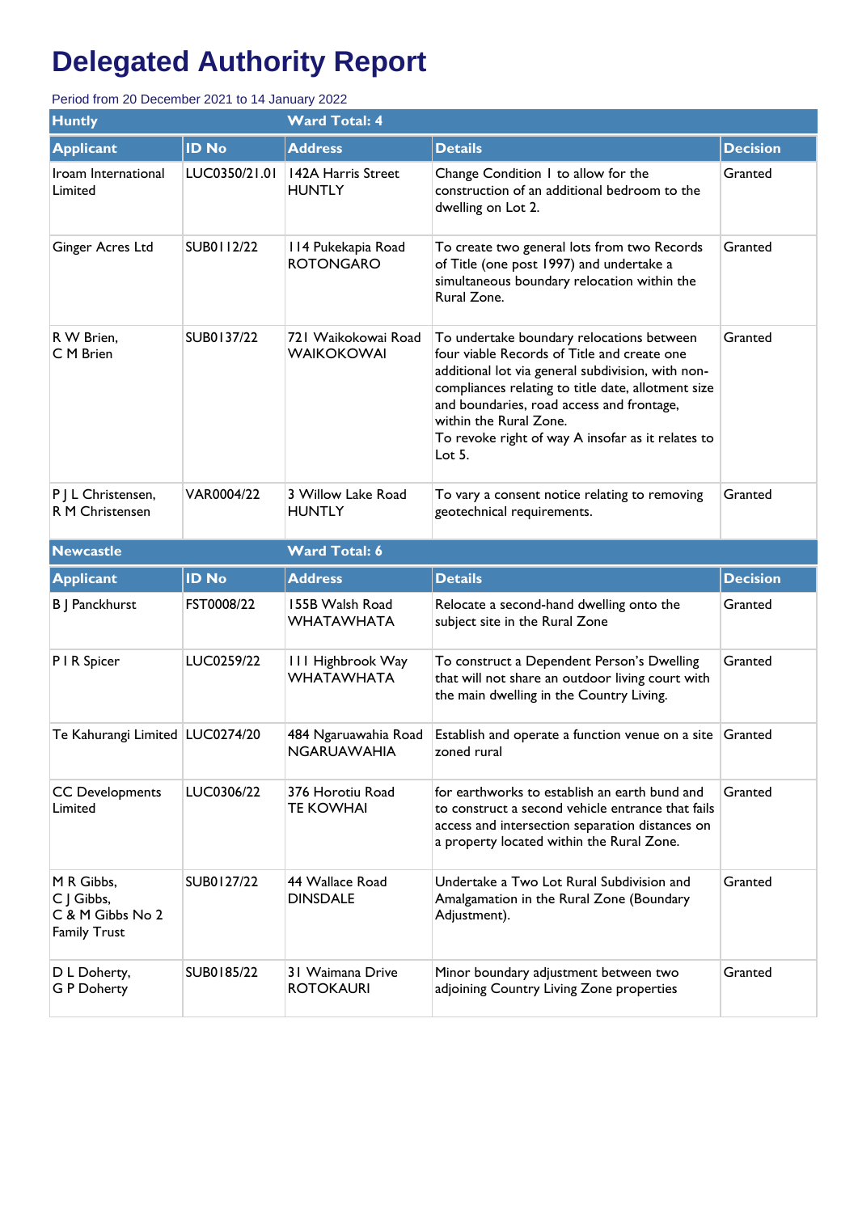# Delegated Authority Report

Period from 20 December 2021 to 14 January 2022

| Huntly | | Ward Total: 4 | | |
|---|---|---|---|---|
| **Applicant** | **ID No** | **Address** | **Details** | **Decision** |
| Iroam International Limited | LUC0350/21.01 | 142A Harris Street HUNTLY | Change Condition 1 to allow for the construction of an additional bedroom to the dwelling on Lot 2. | Granted |
| Ginger Acres Ltd | SUB0112/22 | 114 Pukekapia Road ROTONGARO | To create two general lots from two Records of Title (one post 1997) and undertake a simultaneous boundary relocation within the Rural Zone. | Granted |
| R W Brien, C M Brien | SUB0137/22 | 721 Waikokowai Road WAIKOKOWAI | To undertake boundary relocations between four viable Records of Title and create one additional lot via general subdivision, with non-compliances relating to title date, allotment size and boundaries, road access and frontage, within the Rural Zone. To revoke right of way A insofar as it relates to Lot 5. | Granted |
| P J L Christensen, R M Christensen | VAR0004/22 | 3 Willow Lake Road HUNTLY | To vary a consent notice relating to removing geotechnical requirements. | Granted |

| Newcastle | | Ward Total: 6 | | |
|---|---|---|---|---|
| **Applicant** | **ID No** | **Address** | **Details** | **Decision** |
| B J Panckhurst | FST0008/22 | 155B Walsh Road WHATAWHATA | Relocate a second-hand dwelling onto the subject site in the Rural Zone | Granted |
| P I R Spicer | LUC0259/22 | 111 Highbrook Way WHATAWHATA | To construct a Dependent Person's Dwelling that will not share an outdoor living court with the main dwelling in the Country Living. | Granted |
| Te Kahurangi Limited | LUC0274/20 | 484 Ngaruawahia Road NGARUAWAHIA | Establish and operate a function venue on a site zoned rural | Granted |
| CC Developments Limited | LUC0306/22 | 376 Horotiu Road TE KOWHAI | for earthworks to establish an earth bund and to construct a second vehicle entrance that fails access and intersection separation distances on a property located within the Rural Zone. | Granted |
| M R Gibbs, C J Gibbs, C & M Gibbs No 2 Family Trust | SUB0127/22 | 44 Wallace Road DINSDALE | Undertake a Two Lot Rural Subdivision and Amalgamation in the Rural Zone (Boundary Adjustment). | Granted |
| D L Doherty, G P Doherty | SUB0185/22 | 31 Waimana Drive ROTOKAURI | Minor boundary adjustment between two adjoining Country Living Zone properties | Granted |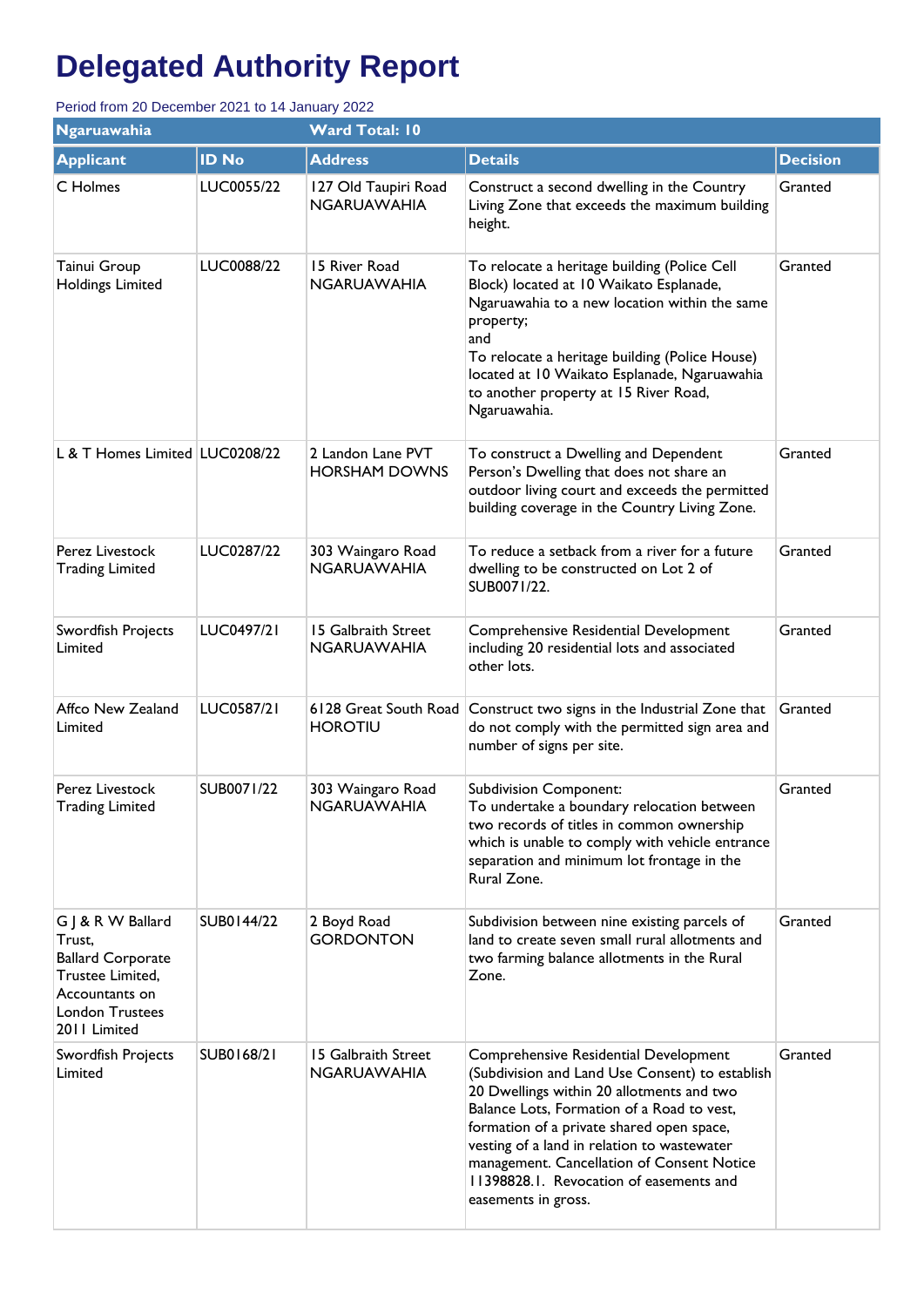# Delegated Authority Report

Period from 20 December 2021 to 14 January 2022

| Ngaruawahia | | Ward Total: 10 | | |
|---|---|---|---|---|
| **Applicant** | **ID No** | **Address** | **Details** | **Decision** |
| C Holmes | LUC0055/22 | 127 Old Taupiri Road NGARUAWAHIA | Construct a second dwelling in the Country Living Zone that exceeds the maximum building height. | Granted |
| Tainui Group Holdings Limited | LUC0088/22 | 15 River Road NGARUAWAHIA | To relocate a heritage building (Police Cell Block) located at 10 Waikato Esplanade, Ngaruawahia to a new location within the same property; and To relocate a heritage building (Police House) located at 10 Waikato Esplanade, Ngaruawahia to another property at 15 River Road, Ngaruawahia. | Granted |
| L & T Homes Limited | LUC0208/22 | 2 Landon Lane PVT HORSHAM DOWNS | To construct a Dwelling and Dependent Person's Dwelling that does not share an outdoor living court and exceeds the permitted building coverage in the Country Living Zone. | Granted |
| Perez Livestock Trading Limited | LUC0287/22 | 303 Waingaro Road NGARUAWAHIA | To reduce a setback from a river for a future dwelling to be constructed on Lot 2 of SUB0071/22. | Granted |
| Swordfish Projects Limited | LUC0497/21 | 15 Galbraith Street NGARUAWAHIA | Comprehensive Residential Development including 20 residential lots and associated other lots. | Granted |
| Affco New Zealand Limited | LUC0587/21 | 6128 Great South Road HOROTIU | Construct two signs in the Industrial Zone that do not comply with the permitted sign area and number of signs per site. | Granted |
| Perez Livestock Trading Limited | SUB0071/22 | 303 Waingaro Road NGARUAWAHIA | Subdivision Component: To undertake a boundary relocation between two records of titles in common ownership which is unable to comply with vehicle entrance separation and minimum lot frontage in the Rural Zone. | Granted |
| G J & R W Ballard Trust, Ballard Corporate Trustee Limited, Accountants on London Trustees 2011 Limited | SUB0144/22 | 2 Boyd Road GORDONTON | Subdivision between nine existing parcels of land to create seven small rural allotments and two farming balance allotments in the Rural Zone. | Granted |
| Swordfish Projects Limited | SUB0168/21 | 15 Galbraith Street NGARUAWAHIA | Comprehensive Residential Development (Subdivision and Land Use Consent) to establish 20 Dwellings within 20 allotments and two Balance Lots, Formation of a Road to vest, formation of a private shared open space, vesting of a land in relation to wastewater management. Cancellation of Consent Notice 11398828.1. Revocation of easements and easements in gross. | Granted |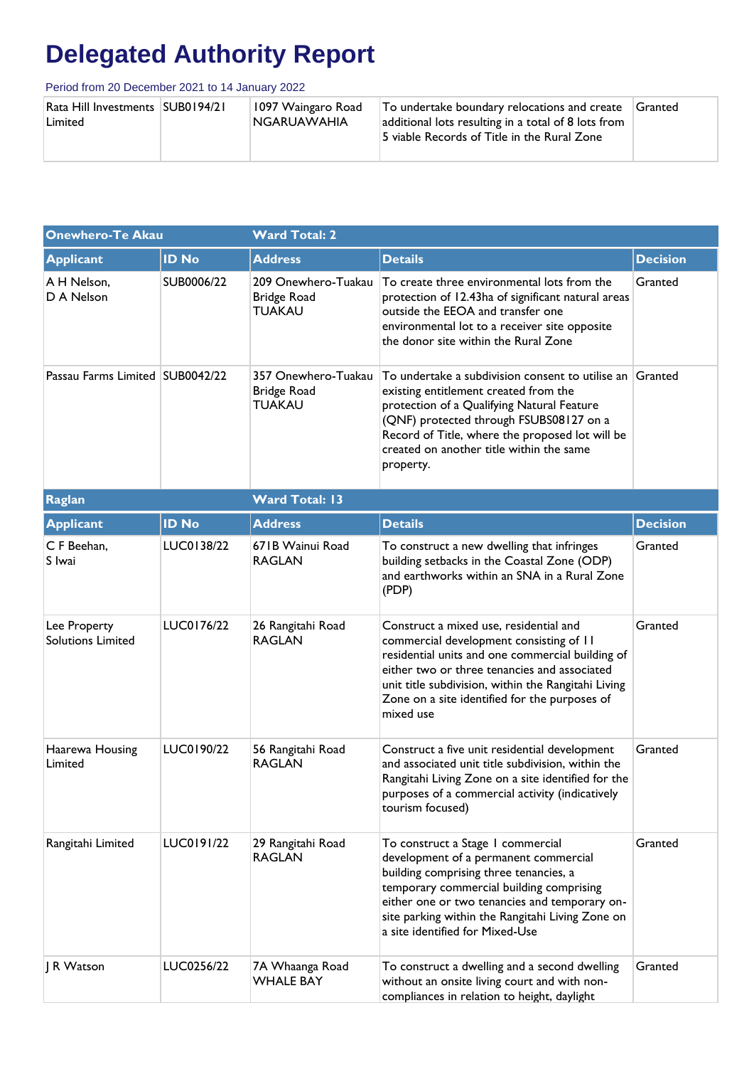# Delegated Authority Report

Period from 20 December 2021 to 14 January 2022

| | | | | |
|---|---|---|---|---|
| Rata Hill Investments Limited | SUB0194/21 | 1097 Waingaro Road NGARUAWAHIA | To undertake boundary relocations and create additional lots resulting in a total of 8 lots from 5 viable Records of Title in the Rural Zone | Granted |

| Onewhero-Te Akau | | Ward Total: 2 | | |
|---|---|---|---|---|
| **Applicant** | **ID No** | **Address** | **Details** | **Decision** |
| A H Nelson, D A Nelson | SUB0006/22 | 209 Onewhero-Tuakau Bridge Road TUAKAU | To create three environmental lots from the protection of 12.43ha of significant natural areas outside the EEOA and transfer one environmental lot to a receiver site opposite the donor site within the Rural Zone | Granted |
| Passau Farms Limited | SUB0042/22 | 357 Onewhero-Tuakau Bridge Road TUAKAU | To undertake a subdivision consent to utilise an existing entitlement created from the protection of a Qualifying Natural Feature (QNF) protected through FSUBS08127 on a Record of Title, where the proposed lot will be created on another title within the same property. | Granted |

| Raglan | | Ward Total: 13 | | |
|---|---|---|---|---|
| **Applicant** | **ID No** | **Address** | **Details** | **Decision** |
| C F Beehan, S Iwai | LUC0138/22 | 671B Wainui Road RAGLAN | To construct a new dwelling that infringes building setbacks in the Coastal Zone (ODP) and earthworks within an SNA in a Rural Zone (PDP) | Granted |
| Lee Property Solutions Limited | LUC0176/22 | 26 Rangitahi Road RAGLAN | Construct a mixed use, residential and commercial development consisting of 11 residential units and one commercial building of either two or three tenancies and associated unit title subdivision, within the Rangitahi Living Zone on a site identified for the purposes of mixed use | Granted |
| Haarewa Housing Limited | LUC0190/22 | 56 Rangitahi Road RAGLAN | Construct a five unit residential development and associated unit title subdivision, within the Rangitahi Living Zone on a site identified for the purposes of a commercial activity (indicatively tourism focused) | Granted |
| Rangitahi Limited | LUC0191/22 | 29 Rangitahi Road RAGLAN | To construct a Stage 1 commercial development of a permanent commercial building comprising three tenancies, a temporary commercial building comprising either one or two tenancies and temporary on-site parking within the Rangitahi Living Zone on a site identified for Mixed-Use | Granted |
| J R Watson | LUC0256/22 | 7A Whaanga Road WHALE BAY | To construct a dwelling and a second dwelling without an onsite living court and with non-compliances in relation to height, daylight | Granted |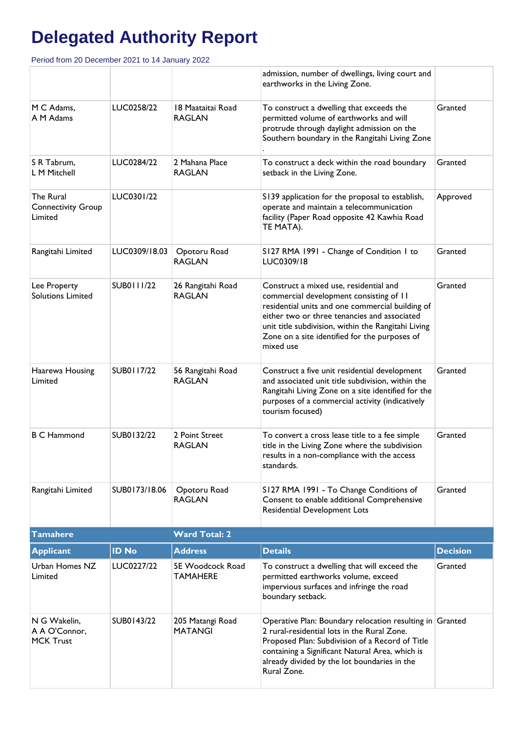# Delegated Authority Report

Period from 20 December 2021 to 14 January 2022

| | | | | |
|---|---|---|---|---|
| | | | admission, number of dwellings, living court and earthworks in the Living Zone. | |
| M C Adams, A M Adams | LUC0258/22 | 18 Maataitai Road RAGLAN | To construct a dwelling that exceeds the permitted volume of earthworks and will protrude through daylight admission on the Southern boundary in the Rangitahi Living Zone . | Granted |
| S R Tabrum, L M Mitchell | LUC0284/22 | 2 Mahana Place RAGLAN | To construct a deck within the road boundary setback in the Living Zone. | Granted |
| The Rural Connectivity Group Limited | LUC0301/22 | | S139 application for the proposal to establish, operate and maintain a telecommunication facility (Paper Road opposite 42 Kawhia Road TE MATA). | Approved |
| Rangitahi Limited | LUC0309/18.03 | Opotoru Road RAGLAN | S127 RMA 1991 - Change of Condition 1 to LUC0309/18 | Granted |
| Lee Property Solutions Limited | SUB0111/22 | 26 Rangitahi Road RAGLAN | Construct a mixed use, residential and commercial development consisting of 11 residential units and one commercial building of either two or three tenancies and associated unit title subdivision, within the Rangitahi Living Zone on a site identified for the purposes of mixed use | Granted |
| Haarewa Housing Limited | SUB0117/22 | 56 Rangitahi Road RAGLAN | Construct a five unit residential development and associated unit title subdivision, within the Rangitahi Living Zone on a site identified for the purposes of a commercial activity (indicatively tourism focused) | Granted |
| B C Hammond | SUB0132/22 | 2 Point Street RAGLAN | To convert a cross lease title to a fee simple title in the Living Zone where the subdivision results in a non-compliance with the access standards. | Granted |
| Rangitahi Limited | SUB0173/18.06 | Opotoru Road RAGLAN | S127 RMA 1991 - To Change Conditions of Consent to enable additional Comprehensive Residential Development Lots | Granted |

| **Tamahere** | | **Ward Total: 2** | | |
|---|---|---|---|---|
| **Applicant** | **ID No** | **Address** | **Details** | **Decision** |
| Urban Homes NZ Limited | LUC0227/22 | 5E Woodcock Road TAMAHERE | To construct a dwelling that will exceed the permitted earthworks volume, exceed impervious surfaces and infringe the road boundary setback. | Granted |
| N G Wakelin, A A O'Connor, MCK Trust | SUB0143/22 | 205 Matangi Road MATANGI | Operative Plan: Boundary relocation resulting in 2 rural-residential lots in the Rural Zone. Proposed Plan: Subdivision of a Record of Title containing a Significant Natural Area, which is already divided by the lot boundaries in the Rural Zone. | Granted |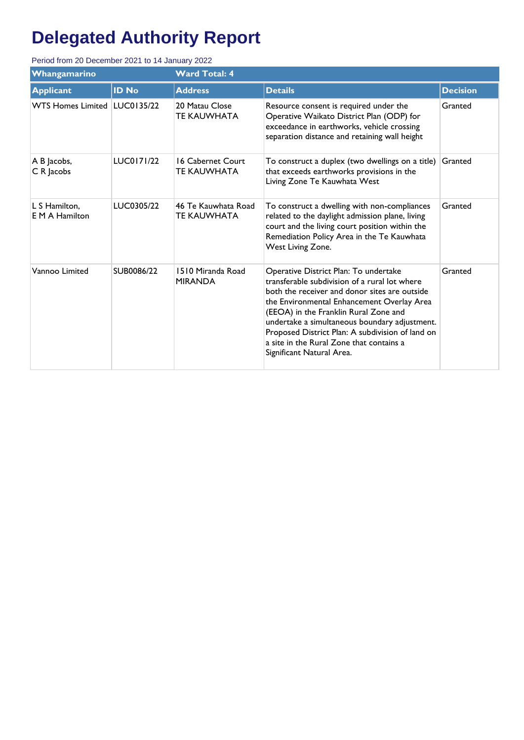# Delegated Authority Report

Period from 20 December 2021 to 14 January 2022

| Whangamarino | | Ward Total: 4 | | |
|---|---|---|---|---|
| **Applicant** | **ID No** | **Address** | **Details** | **Decision** |
| WTS Homes Limited | LUC0135/22 | 20 Matau Close<br>TE KAUWHATA | Resource consent is required under the Operative Waikato District Plan (ODP) for exceedance in earthworks, vehicle crossing separation distance and retaining wall height | Granted |
| A B Jacobs,<br>C R Jacobs | LUC0171/22 | 16 Cabernet Court<br>TE KAUWHATA | To construct a duplex (two dwellings on a title) that exceeds earthworks provisions in the Living Zone Te Kauwhata West | Granted |
| L S Hamilton,<br>E M A Hamilton | LUC0305/22 | 46 Te Kauwhata Road<br>TE KAUWHATA | To construct a dwelling with non-compliances related to the daylight admission plane, living court and the living court position within the Remediation Policy Area in the Te Kauwhata West Living Zone. | Granted |
| Vannoo Limited | SUB0086/22 | 1510 Miranda Road<br>MIRANDA | Operative District Plan: To undertake transferable subdivision of a rural lot where both the receiver and donor sites are outside the Environmental Enhancement Overlay Area (EEOA) in the Franklin Rural Zone and undertake a simultaneous boundary adjustment. Proposed District Plan: A subdivision of land on a site in the Rural Zone that contains a Significant Natural Area. | Granted |